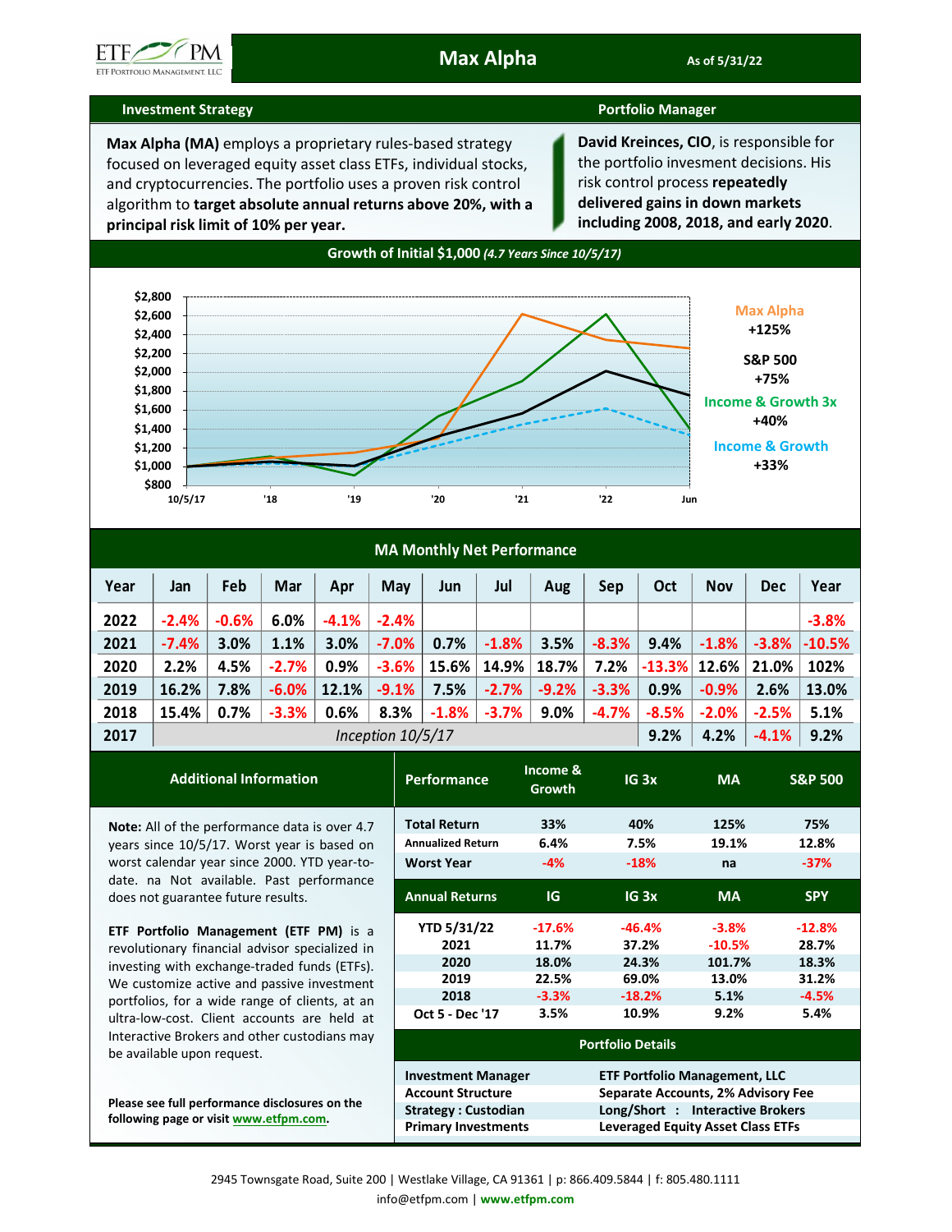ETF PM — ETF Portfolio Management, LLC

# Max Alpha

As of 5/31/22

## Investment Strategy

**Max Alpha (MA)** employs a proprietary rules-based strategy focused on leveraged equity asset class ETFs, individual stocks, and cryptocurrencies. The portfolio uses a proven risk control algorithm to **target absolute annual returns above 20%, with a principal risk limit of 10% per year.**

## Portfolio Manager

**David Kreinces, CIO**, is responsible for the portfolio invesment decisions. His risk control process **repeatedly delivered gains in down markets including 2008, 2018, and early 2020**.

## Growth of Initial $1,000 *(4.7 Years Since 10/5/17)*

- Max Alpha: +125%
- S&P 500: +75%
- Income & Growth 3x: +40%
- Income & Growth: +33%

## MA Monthly Net Performance

| Year | Jan | Feb | Mar | Apr | May | Jun | Jul | Aug | Sep | Oct | Nov | Dec | Year |
|---|---|---|---|---|---|---|---|---|---|---|---|---|---|
| 2022 | -2.4% | -0.6% | 6.0% | -4.1% | -2.4% | | | | | | | | -3.8% |
| 2021 | -7.4% | 3.0% | 1.1% | 3.0% | -7.0% | 0.7% | -1.8% | 3.5% | -8.3% | 9.4% | -1.8% | -3.8% | -10.5% |
| 2020 | 2.2% | 4.5% | -2.7% | 0.9% | -3.6% | 15.6% | 14.9% | 18.7% | 7.2% | -13.3% | 12.6% | 21.0% | 102% |
| 2019 | 16.2% | 7.8% | -6.0% | 12.1% | -9.1% | 7.5% | -2.7% | -9.2% | -3.3% | 0.9% | -0.9% | 2.6% | 13.0% |
| 2018 | 15.4% | 0.7% | -3.3% | 0.6% | 8.3% | -1.8% | -3.7% | 9.0% | -4.7% | -8.5% | -2.0% | -2.5% | 5.1% |
| 2017 | *Inception 10/5/17* | | | | | | | | | 9.2% | 4.2% | -4.1% | 9.2% |

## Additional Information

**Note:** All of the performance data is over 4.7 years since 10/5/17. Worst year is based on worst calendar year since 2000. YTD year-to-date. na Not available. Past performance does not guarantee future results.

**ETF Portfolio Management (ETF PM)** is a revolutionary financial advisor specialized in investing with exchange-traded funds (ETFs). We customize active and passive investment portfolios, for a wide range of clients, at an ultra-low-cost. Client accounts are held at Interactive Brokers and other custodians may be available upon request.

**Please see full performance disclosures on the following page or visit www.etfpm.com.**

| Performance | Income & Growth | IG 3x | MA | S&P 500 |
|---|---|---|---|---|
| Total Return | 33% | 40% | 125% | 75% |
| Annualized Return | 6.4% | 7.5% | 19.1% | 12.8% |
| Worst Year | -4% | -18% | na | -37% |

| Annual Returns | IG | IG 3x | MA | SPY |
|---|---|---|---|---|
| YTD 5/31/22 | -17.6% | -46.4% | -3.8% | -12.8% |
| 2021 | 11.7% | 37.2% | -10.5% | 28.7% |
| 2020 | 18.0% | 24.3% | 101.7% | 18.3% |
| 2019 | 22.5% | 69.0% | 13.0% | 31.2% |
| 2018 | -3.3% | -18.2% | 5.1% | -4.5% |
| Oct 5 - Dec '17 | 3.5% | 10.9% | 9.2% | 5.4% |

## Portfolio Details

| | |
|---|---|
| Investment Manager | ETF Portfolio Management, LLC |
| Account Structure | Separate Accounts, 2% Advisory Fee |
| Strategy : Custodian | Long/Short : Interactive Brokers |
| Primary Investments | Leveraged Equity Asset Class ETFs |

2945 Townsgate Road, Suite 200 | Westlake Village, CA 91361 | p: 866.409.5844 | f: 805.480.1111
info@etfpm.com | www.etfpm.com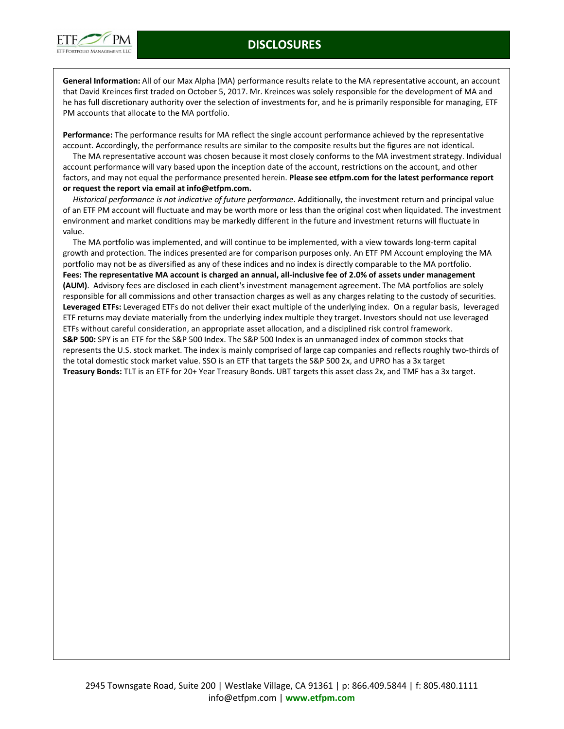# DISCLOSURES

**General Information:** All of our Max Alpha (MA) performance results relate to the MA representative account, an account that David Kreinces first traded on October 5, 2017. Mr. Kreinces was solely responsible for the development of MA and he has full discretionary authority over the selection of investments for, and he is primarily responsible for managing, ETF PM accounts that allocate to the MA portfolio.

**Performance:** The performance results for MA reflect the single account performance achieved by the representative account. Accordingly, the performance results are similar to the composite results but the figures are not identical.

The MA representative account was chosen because it most closely conforms to the MA investment strategy. Individual account performance will vary based upon the inception date of the account, restrictions on the account, and other factors, and may not equal the performance presented herein. **Please see etfpm.com for the latest performance report or request the report via email at info@etfpm.com.**

*Historical performance is not indicative of future performance*. Additionally, the investment return and principal value of an ETF PM account will fluctuate and may be worth more or less than the original cost when liquidated. The investment environment and market conditions may be markedly different in the future and investment returns will fluctuate in value.

The MA portfolio was implemented, and will continue to be implemented, with a view towards long-term capital growth and protection. The indices presented are for comparison purposes only. An ETF PM Account employing the MA portfolio may not be as diversified as any of these indices and no index is directly comparable to the MA portfolio.

**Fees: The representative MA account is charged an annual, all-inclusive fee of 2.0% of assets under management (AUM)**. Advisory fees are disclosed in each client's investment management agreement. The MA portfolios are solely responsible for all commissions and other transaction charges as well as any charges relating to the custody of securities.

**Leveraged ETFs:** Leveraged ETFs do not deliver their exact multiple of the underlying index. On a regular basis, leveraged ETF returns may deviate materially from the underlying index multiple they trarget. Investors should not use leveraged ETFs without careful consideration, an appropriate asset allocation, and a disciplined risk control framework.

**S&P 500:** SPY is an ETF for the S&P 500 Index. The S&P 500 Index is an unmanaged index of common stocks that represents the U.S. stock market. The index is mainly comprised of large cap companies and reflects roughly two-thirds of the total domestic stock market value. SSO is an ETF that targets the S&P 500 2x, and UPRO has a 3x target

**Treasury Bonds:** TLT is an ETF for 20+ Year Treasury Bonds. UBT targets this asset class 2x, and TMF has a 3x target.

2945 Townsgate Road, Suite 200 | Westlake Village, CA 91361 | p: 866.409.5844 | f: 805.480.1111
info@etfpm.com | **www.etfpm.com**